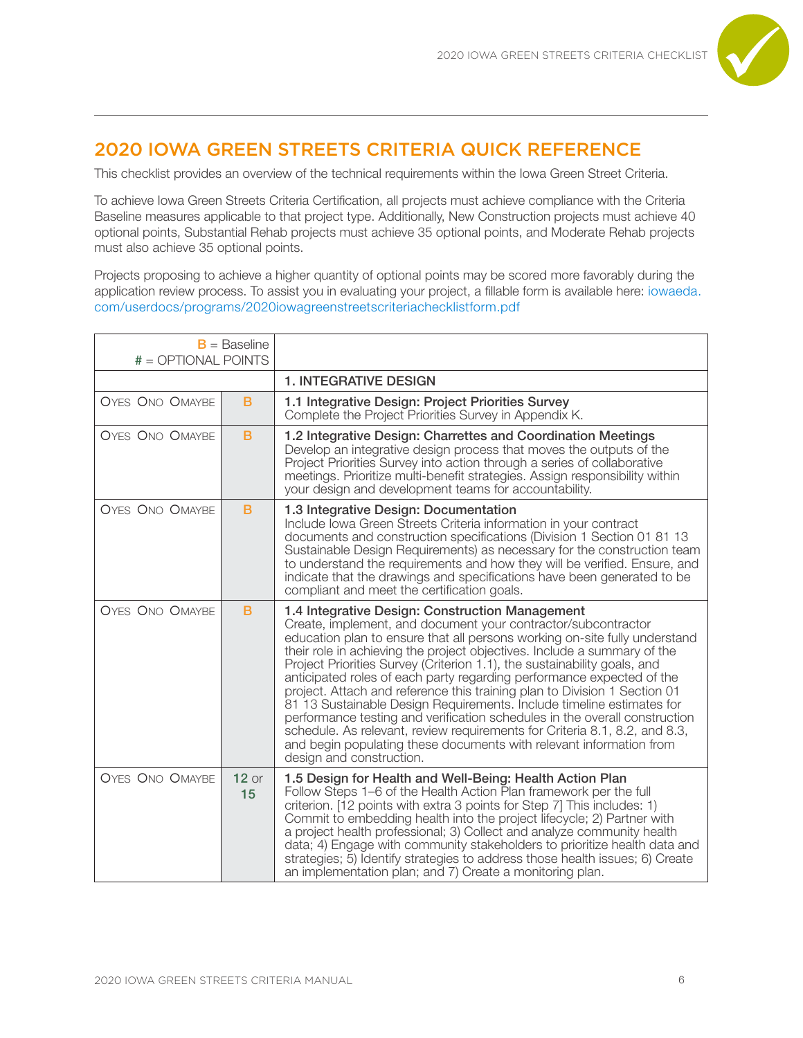## 2020 IOWA GREEN STREETS CRITERIA QUICK REFERENCE

This checklist provides an overview of the technical requirements within the Iowa Green Street Criteria.

To achieve Iowa Green Streets Criteria Certification, all projects must achieve compliance with the Criteria Baseline measures applicable to that project type. Additionally, New Construction projects must achieve 40 optional points, Substantial Rehab projects must achieve 35 optional points, and Moderate Rehab projects must also achieve 35 optional points.

Projects proposing to achieve a higher quantity of optional points may be scored more favorably during the application review process. To assist you in evaluating your project, a fillable form is available here: iowaeda.com/userdocs/programs/2020iowagreenstreetscriteriachecklistform.pdf

| B = Baseline<br># = OPTIONAL POINTS | | |
|---|---|---|
| | | **1. INTEGRATIVE DESIGN** |
| O YES O NO O MAYBE | B | **1.1 Integrative Design: Project Priorities Survey**<br>Complete the Project Priorities Survey in Appendix K. |
| O YES O NO O MAYBE | B | **1.2 Integrative Design: Charrettes and Coordination Meetings**<br>Develop an integrative design process that moves the outputs of the Project Priorities Survey into action through a series of collaborative meetings. Prioritize multi-benefit strategies. Assign responsibility within your design and development teams for accountability. |
| O YES O NO O MAYBE | B | **1.3 Integrative Design: Documentation**<br>Include Iowa Green Streets Criteria information in your contract documents and construction specifications (Division 1 Section 01 81 13 Sustainable Design Requirements) as necessary for the construction team to understand the requirements and how they will be verified. Ensure, and indicate that the drawings and specifications have been generated to be compliant and meet the certification goals. |
| O YES O NO O MAYBE | B | **1.4 Integrative Design: Construction Management**<br>Create, implement, and document your contractor/subcontractor education plan to ensure that all persons working on-site fully understand their role in achieving the project objectives. Include a summary of the Project Priorities Survey (Criterion 1.1), the sustainability goals, and anticipated roles of each party regarding performance expected of the project. Attach and reference this training plan to Division 1 Section 01 81 13 Sustainable Design Requirements. Include timeline estimates for performance testing and verification schedules in the overall construction schedule. As relevant, review requirements for Criteria 8.1, 8.2, and 8.3, and begin populating these documents with relevant information from design and construction. |
| O YES O NO O MAYBE | 12 or 15 | **1.5 Design for Health and Well-Being: Health Action Plan**<br>Follow Steps 1–6 of the Health Action Plan framework per the full criterion. [12 points with extra 3 points for Step 7] This includes: 1) Commit to embedding health into the project lifecycle; 2) Partner with a project health professional; 3) Collect and analyze community health data; 4) Engage with community stakeholders to prioritize health data and strategies; 5) Identify strategies to address those health issues; 6) Create an implementation plan; and 7) Create a monitoring plan. |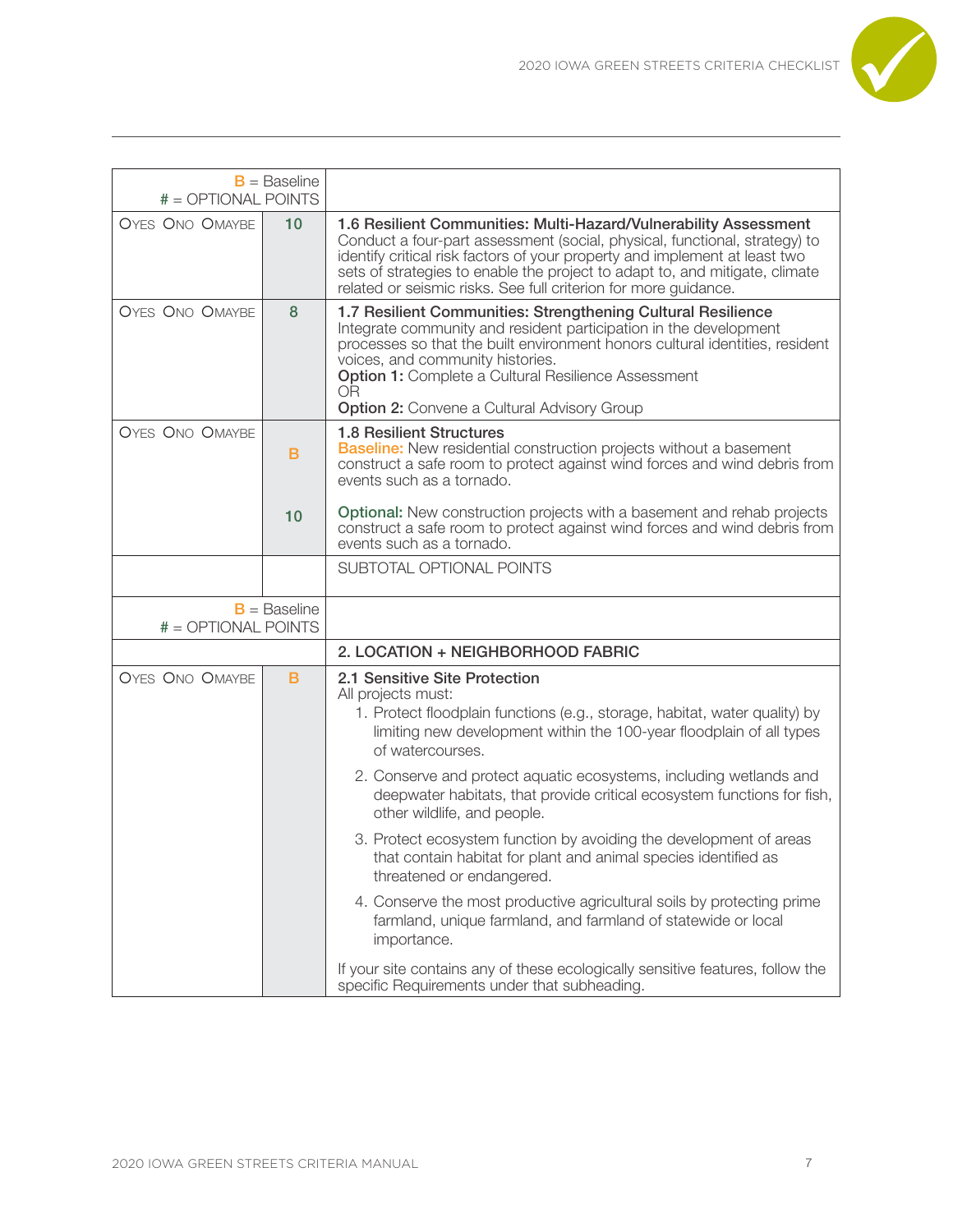| B = Baseline<br># = OPTIONAL POINTS | | |
|---|---|---|
| OYES ONO OMAYBE | 10 | **1.6 Resilient Communities: Multi-Hazard/Vulnerability Assessment**<br>Conduct a four-part assessment (social, physical, functional, strategy) to identify critical risk factors of your property and implement at least two sets of strategies to enable the project to adapt to, and mitigate, climate related or seismic risks. See full criterion for more guidance. |
| OYES ONO OMAYBE | 8 | **1.7 Resilient Communities: Strengthening Cultural Resilience**<br>Integrate community and resident participation in the development processes so that the built environment honors cultural identities, resident voices, and community histories.<br>**Option 1:** Complete a Cultural Resilience Assessment<br>OR<br>**Option 2:** Convene a Cultural Advisory Group |
| OYES ONO OMAYBE | B<br><br>10 | **1.8 Resilient Structures**<br>**Baseline:** New residential construction projects without a basement construct a safe room to protect against wind forces and wind debris from events such as a tornado.<br><br>**Optional:** New construction projects with a basement and rehab projects construct a safe room to protect against wind forces and wind debris from events such as a tornado. |
| | | SUBTOTAL OPTIONAL POINTS |

| B = Baseline<br># = OPTIONAL POINTS | | |
|---|---|---|
| | | **2. LOCATION + NEIGHBORHOOD FABRIC** |
| OYES ONO OMAYBE | B | **2.1 Sensitive Site Protection**<br>All projects must:<br>1. Protect floodplain functions (e.g., storage, habitat, water quality) by limiting new development within the 100-year floodplain of all types of watercourses.<br>2. Conserve and protect aquatic ecosystems, including wetlands and deepwater habitats, that provide critical ecosystem functions for fish, other wildlife, and people.<br>3. Protect ecosystem function by avoiding the development of areas that contain habitat for plant and animal species identified as threatened or endangered.<br>4. Conserve the most productive agricultural soils by protecting prime farmland, unique farmland, and farmland of statewide or local importance.<br><br>If your site contains any of these ecologically sensitive features, follow the specific Requirements under that subheading. |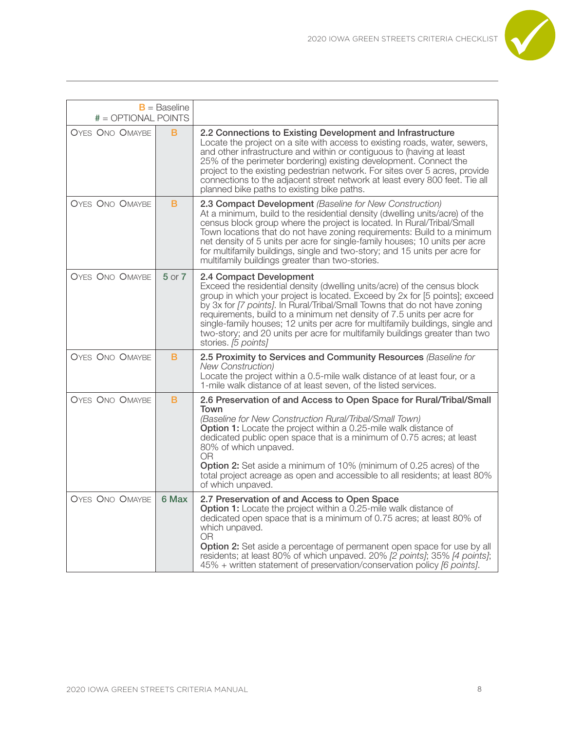| B = Baseline<br># = OPTIONAL POINTS | | |
|---|---|---|
| OYES ONO OMAYBE | B | **2.2 Connections to Existing Development and Infrastructure**<br>Locate the project on a site with access to existing roads, water, sewers, and other infrastructure and within or contiguous to (having at least 25% of the perimeter bordering) existing development. Connect the project to the existing pedestrian network. For sites over 5 acres, provide connections to the adjacent street network at least every 800 feet. Tie all planned bike paths to existing bike paths. |
| OYES ONO OMAYBE | B | **2.3 Compact Development** *(Baseline for New Construction)*<br>At a minimum, build to the residential density (dwelling units/acre) of the census block group where the project is located. In Rural/Tribal/Small Town locations that do not have zoning requirements: Build to a minimum net density of 5 units per acre for single-family houses; 10 units per acre for multifamily buildings, single and two-story; and 15 units per acre for multifamily buildings greater than two-stories. |
| OYES ONO OMAYBE | 5 or 7 | **2.4 Compact Development**<br>Exceed the residential density (dwelling units/acre) of the census block group in which your project is located. Exceed by 2x for [5 points]; exceed by 3x for *[7 points]*. In Rural/Tribal/Small Towns that do not have zoning requirements, build to a minimum net density of 7.5 units per acre for single-family houses; 12 units per acre for multifamily buildings, single and two-story; and 20 units per acre for multifamily buildings greater than two stories. *[5 points]* |
| OYES ONO OMAYBE | B | **2.5 Proximity to Services and Community Resources** *(Baseline for New Construction)*<br>Locate the project within a 0.5-mile walk distance of at least four, or a 1-mile walk distance of at least seven, of the listed services. |
| OYES ONO OMAYBE | B | **2.6 Preservation of and Access to Open Space for Rural/Tribal/Small Town**<br>*(Baseline for New Construction Rural/Tribal/Small Town)*<br>**Option 1:** Locate the project within a 0.25-mile walk distance of dedicated public open space that is a minimum of 0.75 acres; at least 80% of which unpaved.<br>OR<br>**Option 2:** Set aside a minimum of 10% (minimum of 0.25 acres) of the total project acreage as open and accessible to all residents; at least 80% of which unpaved. |
| OYES ONO OMAYBE | 6 Max | **2.7 Preservation of and Access to Open Space**<br>**Option 1:** Locate the project within a 0.25-mile walk distance of dedicated open space that is a minimum of 0.75 acres; at least 80% of which unpaved.<br>OR<br>**Option 2:** Set aside a percentage of permanent open space for use by all residents; at least 80% of which unpaved. 20% *[2 points]*; 35% *[4 points]*; 45% + written statement of preservation/conservation policy *[6 points]*. |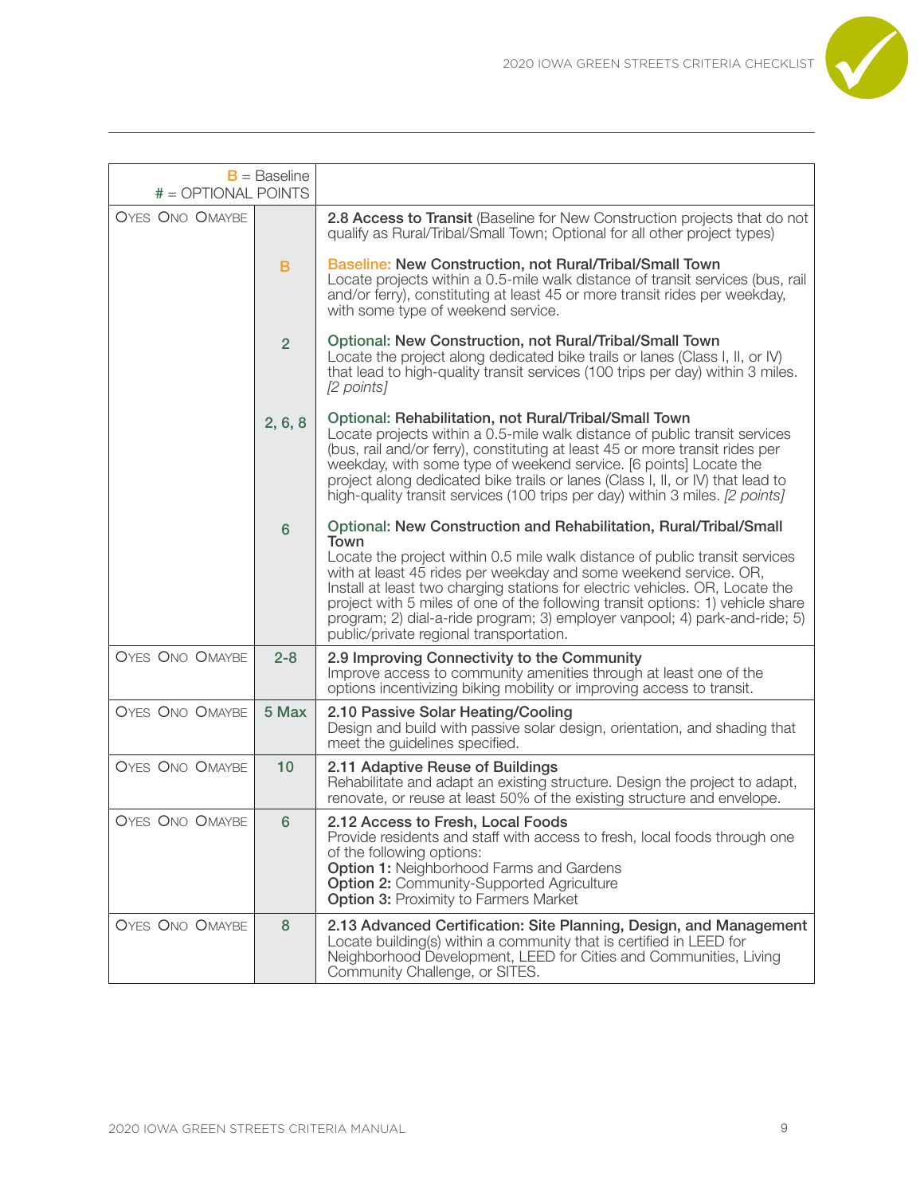| B = Baseline<br># = OPTIONAL POINTS | | |
|---|---|---|
| OYES ONO OMAYBE | | **2.8 Access to Transit** (Baseline for New Construction projects that do not qualify as Rural/Tribal/Small Town; Optional for all other project types) |
| | B | Baseline: **New Construction, not Rural/Tribal/Small Town**<br>Locate projects within a 0.5-mile walk distance of transit services (bus, rail and/or ferry), constituting at least 45 or more transit rides per weekday, with some type of weekend service. |
| | 2 | Optional: **New Construction, not Rural/Tribal/Small Town**<br>Locate the project along dedicated bike trails or lanes (Class I, II, or IV) that lead to high-quality transit services (100 trips per day) within 3 miles. *[2 points]* |
| | 2, 6, 8 | Optional: **Rehabilitation, not Rural/Tribal/Small Town**<br>Locate projects within a 0.5-mile walk distance of public transit services (bus, rail and/or ferry), constituting at least 45 or more transit rides per weekday, with some type of weekend service. [6 points] Locate the project along dedicated bike trails or lanes (Class I, II, or IV) that lead to high-quality transit services (100 trips per day) within 3 miles. *[2 points]* |
| | 6 | Optional: **New Construction and Rehabilitation, Rural/Tribal/Small Town**<br>Locate the project within 0.5 mile walk distance of public transit services with at least 45 rides per weekday and some weekend service. OR, Install at least two charging stations for electric vehicles. OR, Locate the project with 5 miles of one of the following transit options: 1) vehicle share program; 2) dial-a-ride program; 3) employer vanpool; 4) park-and-ride; 5) public/private regional transportation. |
| OYES ONO OMAYBE | 2-8 | **2.9 Improving Connectivity to the Community**<br>Improve access to community amenities through at least one of the options incentivizing biking mobility or improving access to transit. |
| OYES ONO OMAYBE | 5 Max | **2.10 Passive Solar Heating/Cooling**<br>Design and build with passive solar design, orientation, and shading that meet the guidelines specified. |
| OYES ONO OMAYBE | 10 | **2.11 Adaptive Reuse of Buildings**<br>Rehabilitate and adapt an existing structure. Design the project to adapt, renovate, or reuse at least 50% of the existing structure and envelope. |
| OYES ONO OMAYBE | 6 | **2.12 Access to Fresh, Local Foods**<br>Provide residents and staff with access to fresh, local foods through one of the following options:<br>**Option 1:** Neighborhood Farms and Gardens<br>**Option 2:** Community-Supported Agriculture<br>**Option 3:** Proximity to Farmers Market |
| OYES ONO OMAYBE | 8 | **2.13 Advanced Certification: Site Planning, Design, and Management**<br>Locate building(s) within a community that is certified in LEED for Neighborhood Development, LEED for Cities and Communities, Living Community Challenge, or SITES. |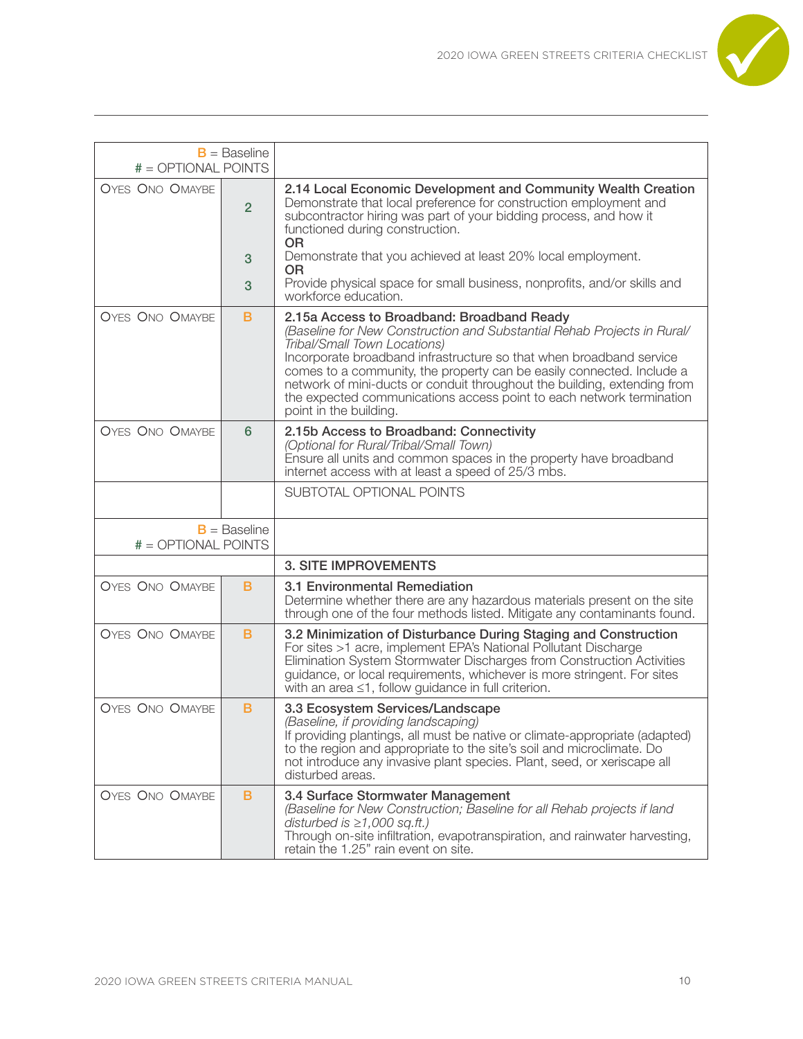| B = Baseline<br># = OPTIONAL POINTS | | |
|---|---|---|
| OYES ONO OMAYBE | 2<br><br>3<br><br>3 | **2.14 Local Economic Development and Community Wealth Creation**<br>Demonstrate that local preference for construction employment and subcontractor hiring was part of your bidding process, and how it functioned during construction.<br>**OR**<br>Demonstrate that you achieved at least 20% local employment.<br>**OR**<br>Provide physical space for small business, nonprofits, and/or skills and workforce education. |
| OYES ONO OMAYBE | B | **2.15a Access to Broadband: Broadband Ready**<br>*(Baseline for New Construction and Substantial Rehab Projects in Rural/ Tribal/Small Town Locations)*<br>Incorporate broadband infrastructure so that when broadband service comes to a community, the property can be easily connected. Include a network of mini-ducts or conduit throughout the building, extending from the expected communications access point to each network termination point in the building. |
| OYES ONO OMAYBE | 6 | **2.15b Access to Broadband: Connectivity**<br>*(Optional for Rural/Tribal/Small Town)*<br>Ensure all units and common spaces in the property have broadband internet access with at least a speed of 25/3 mbs. |
| | | SUBTOTAL OPTIONAL POINTS |

| B = Baseline<br># = OPTIONAL POINTS | | |
|---|---|---|
| | | **3. SITE IMPROVEMENTS** |
| OYES ONO OMAYBE | B | **3.1 Environmental Remediation**<br>Determine whether there are any hazardous materials present on the site through one of the four methods listed. Mitigate any contaminants found. |
| OYES ONO OMAYBE | B | **3.2 Minimization of Disturbance During Staging and Construction**<br>For sites >1 acre, implement EPA's National Pollutant Discharge Elimination System Stormwater Discharges from Construction Activities guidance, or local requirements, whichever is more stringent. For sites with an area ≤1, follow guidance in full criterion. |
| OYES ONO OMAYBE | B | **3.3 Ecosystem Services/Landscape**<br>*(Baseline, if providing landscaping)*<br>If providing plantings, all must be native or climate-appropriate (adapted) to the region and appropriate to the site's soil and microclimate. Do not introduce any invasive plant species. Plant, seed, or xeriscape all disturbed areas. |
| OYES ONO OMAYBE | B | **3.4 Surface Stormwater Management**<br>*(Baseline for New Construction; Baseline for all Rehab projects if land disturbed is ≥1,000 sq.ft.)*<br>Through on-site infiltration, evapotranspiration, and rainwater harvesting, retain the 1.25" rain event on site. |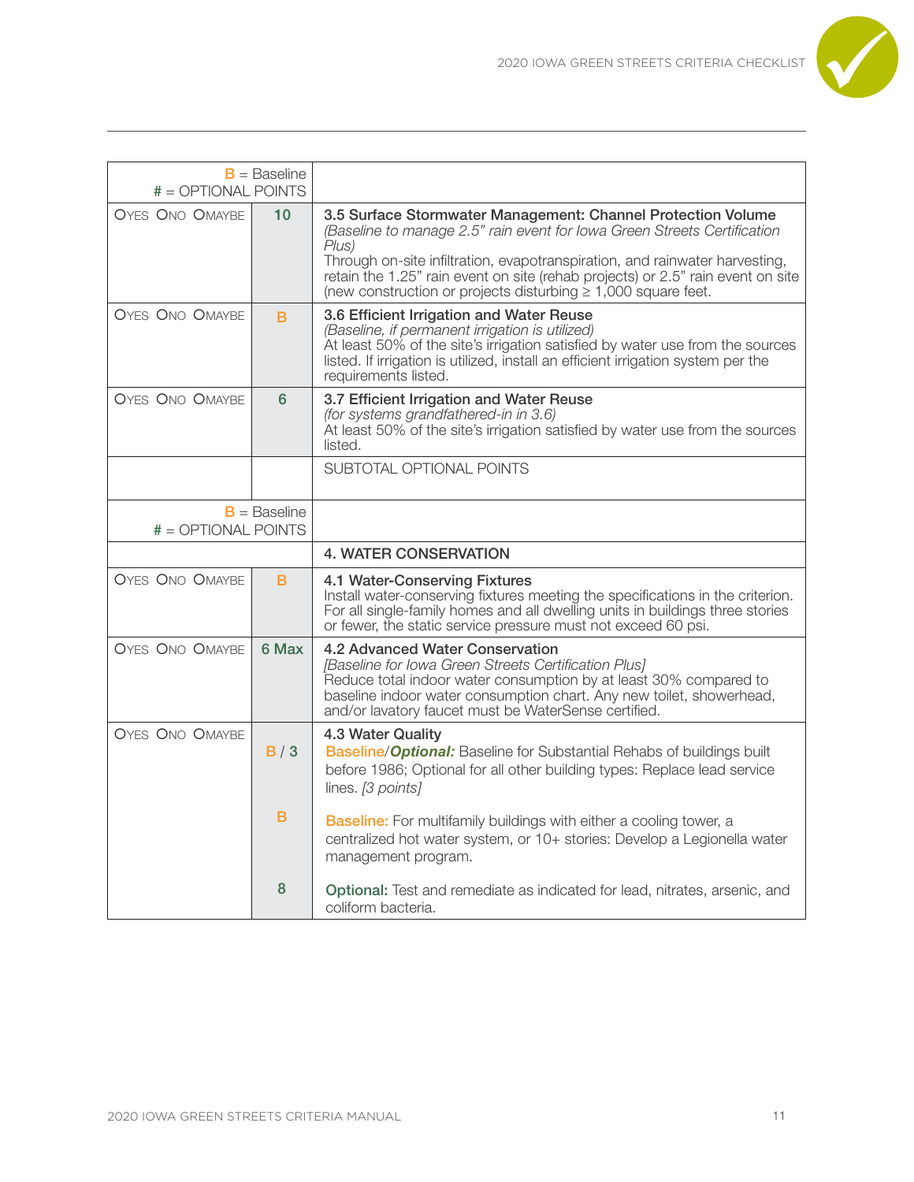| **B** = Baseline<br># = OPTIONAL POINTS | | |
|---|---|---|
| OYES ONO OMAYBE | 10 | **3.5 Surface Stormwater Management: Channel Protection Volume**<br>*(Baseline to manage 2.5" rain event for Iowa Green Streets Certification Plus)*<br>Through on-site infiltration, evapotranspiration, and rainwater harvesting, retain the 1.25" rain event on site (rehab projects) or 2.5" rain event on site (new construction or projects disturbing ≥ 1,000 square feet. |
| OYES ONO OMAYBE | B | **3.6 Efficient Irrigation and Water Reuse**<br>*(Baseline, if permanent irrigation is utilized)*<br>At least 50% of the site's irrigation satisfied by water use from the sources listed. If irrigation is utilized, install an efficient irrigation system per the requirements listed. |
| OYES ONO OMAYBE | 6 | **3.7 Efficient Irrigation and Water Reuse**<br>*(for systems grandfathered-in in 3.6)*<br>At least 50% of the site's irrigation satisfied by water use from the sources listed. |
| | | SUBTOTAL OPTIONAL POINTS |

| **B** = Baseline<br># = OPTIONAL POINTS | | |
|---|---|---|
| | | **4. WATER CONSERVATION** |
| OYES ONO OMAYBE | B | **4.1 Water-Conserving Fixtures**<br>Install water-conserving fixtures meeting the specifications in the criterion. For all single-family homes and all dwelling units in buildings three stories or fewer, the static service pressure must not exceed 60 psi. |
| OYES ONO OMAYBE | 6 Max | **4.2 Advanced Water Conservation**<br>*[Baseline for Iowa Green Streets Certification Plus]*<br>Reduce total indoor water consumption by at least 30% compared to baseline indoor water consumption chart. Any new toilet, showerhead, and/or lavatory faucet must be WaterSense certified. |
| OYES ONO OMAYBE | B / 3<br><br>B<br><br>8 | **4.3 Water Quality**<br>Baseline/***Optional:*** Baseline for Substantial Rehabs of buildings built before 1986; Optional for all other building types: Replace lead service lines. *[3 points]*<br><br>Baseline: For multifamily buildings with either a cooling tower, a centralized hot water system, or 10+ stories: Develop a Legionella water management program.<br><br>Optional: Test and remediate as indicated for lead, nitrates, arsenic, and coliform bacteria. |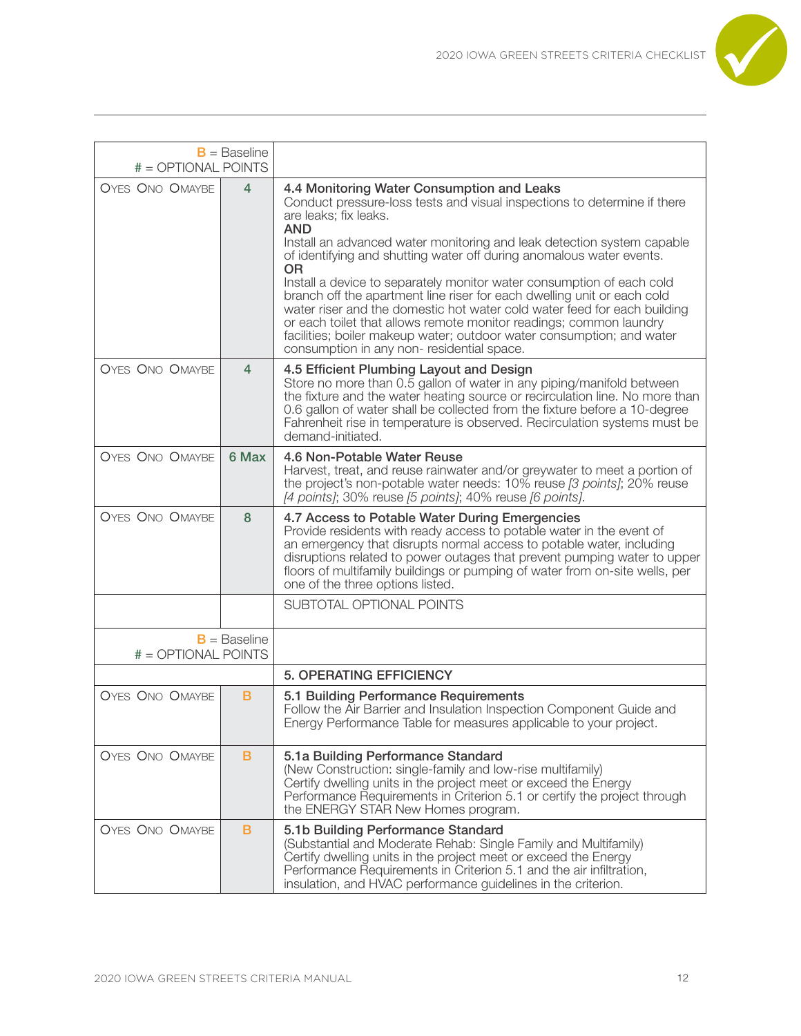| | B = Baseline<br># = OPTIONAL POINTS | |
|---|---|---|
| OYES ONO OMAYBE | 4 | **4.4 Monitoring Water Consumption and Leaks**<br>Conduct pressure-loss tests and visual inspections to determine if there are leaks; fix leaks.<br>**AND**<br>Install an advanced water monitoring and leak detection system capable of identifying and shutting water off during anomalous water events.<br>**OR**<br>Install a device to separately monitor water consumption of each cold branch off the apartment line riser for each dwelling unit or each cold water riser and the domestic hot water cold water feed for each building or each toilet that allows remote monitor readings; common laundry facilities; boiler makeup water; outdoor water consumption; and water consumption in any non- residential space. |
| OYES ONO OMAYBE | 4 | **4.5 Efficient Plumbing Layout and Design**<br>Store no more than 0.5 gallon of water in any piping/manifold between the fixture and the water heating source or recirculation line. No more than 0.6 gallon of water shall be collected from the fixture before a 10-degree Fahrenheit rise in temperature is observed. Recirculation systems must be demand-initiated. |
| OYES ONO OMAYBE | 6 Max | **4.6 Non-Potable Water Reuse**<br>Harvest, treat, and reuse rainwater and/or greywater to meet a portion of the project's non-potable water needs: 10% reuse *[3 points]*; 20% reuse *[4 points]*; 30% reuse *[5 points]*; 40% reuse *[6 points]*. |
| OYES ONO OMAYBE | 8 | **4.7 Access to Potable Water During Emergencies**<br>Provide residents with ready access to potable water in the event of an emergency that disrupts normal access to potable water, including disruptions related to power outages that prevent pumping water to upper floors of multifamily buildings or pumping of water from on-site wells, per one of the three options listed. |
| | | SUBTOTAL OPTIONAL POINTS |

| | B = Baseline<br># = OPTIONAL POINTS | |
|---|---|---|
| | | **5. OPERATING EFFICIENCY** |
| OYES ONO OMAYBE | B | **5.1 Building Performance Requirements**<br>Follow the Air Barrier and Insulation Inspection Component Guide and Energy Performance Table for measures applicable to your project. |
| OYES ONO OMAYBE | B | **5.1a Building Performance Standard**<br>(New Construction: single-family and low-rise multifamily)<br>Certify dwelling units in the project meet or exceed the Energy Performance Requirements in Criterion 5.1 or certify the project through the ENERGY STAR New Homes program. |
| OYES ONO OMAYBE | B | **5.1b Building Performance Standard**<br>(Substantial and Moderate Rehab: Single Family and Multifamily)<br>Certify dwelling units in the project meet or exceed the Energy Performance Requirements in Criterion 5.1 and the air infiltration, insulation, and HVAC performance guidelines in the criterion. |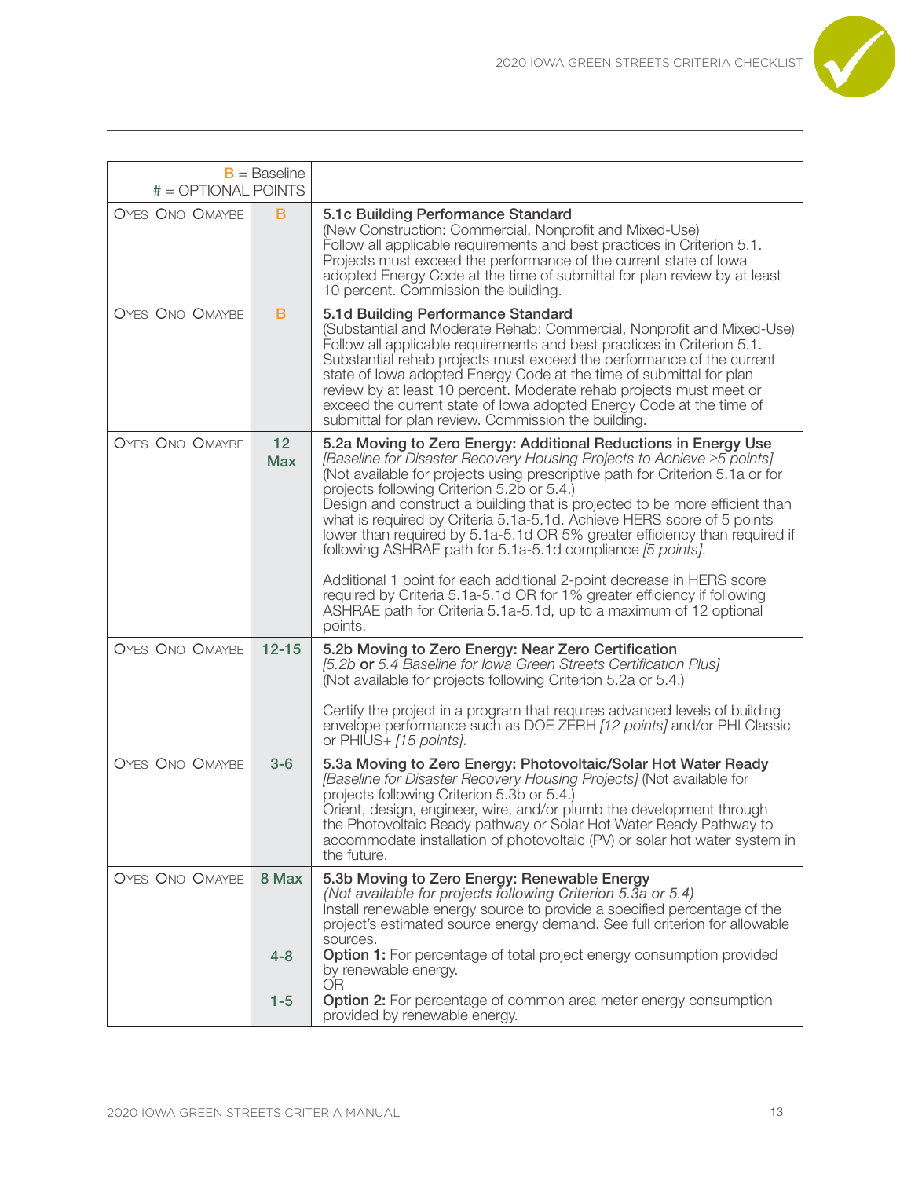| B = Baseline<br># = OPTIONAL POINTS | | |
|---|---|---|
| OYES ONO OMAYBE | B | **5.1c Building Performance Standard**<br>(New Construction: Commercial, Nonprofit and Mixed-Use)<br>Follow all applicable requirements and best practices in Criterion 5.1. Projects must exceed the performance of the current state of Iowa adopted Energy Code at the time of submittal for plan review by at least 10 percent. Commission the building. |
| OYES ONO OMAYBE | B | **5.1d Building Performance Standard**<br>(Substantial and Moderate Rehab: Commercial, Nonprofit and Mixed-Use)<br>Follow all applicable requirements and best practices in Criterion 5.1. Substantial rehab projects must exceed the performance of the current state of Iowa adopted Energy Code at the time of submittal for plan review by at least 10 percent. Moderate rehab projects must meet or exceed the current state of Iowa adopted Energy Code at the time of submittal for plan review. Commission the building. |
| OYES ONO OMAYBE | 12 Max | **5.2a Moving to Zero Energy: Additional Reductions in Energy Use**<br>*[Baseline for Disaster Recovery Housing Projects to Achieve ≥5 points]*<br>(Not available for projects using prescriptive path for Criterion 5.1a or for projects following Criterion 5.2b or 5.4.)<br>Design and construct a building that is projected to be more efficient than what is required by Criteria 5.1a-5.1d. Achieve HERS score of 5 points lower than required by 5.1a-5.1d OR 5% greater efficiency than required if following ASHRAE path for 5.1a-5.1d compliance *[5 points]*.<br><br>Additional 1 point for each additional 2-point decrease in HERS score required by Criteria 5.1a-5.1d OR for 1% greater efficiency if following ASHRAE path for Criteria 5.1a-5.1d, up to a maximum of 12 optional points. |
| OYES ONO OMAYBE | 12-15 | **5.2b Moving to Zero Energy: Near Zero Certification**<br>*[5.2b* **or** *5.4 Baseline for Iowa Green Streets Certification Plus]*<br>(Not available for projects following Criterion 5.2a or 5.4.)<br><br>Certify the project in a program that requires advanced levels of building envelope performance such as DOE ZERH *[12 points]* and/or PHI Classic or PHIUS+ *[15 points]*. |
| OYES ONO OMAYBE | 3-6 | **5.3a Moving to Zero Energy: Photovoltaic/Solar Hot Water Ready**<br>*[Baseline for Disaster Recovery Housing Projects]* (Not available for projects following Criterion 5.3b or 5.4.)<br>Orient, design, engineer, wire, and/or plumb the development through the Photovoltaic Ready pathway or Solar Hot Water Ready Pathway to accommodate installation of photovoltaic (PV) or solar hot water system in the future. |
| OYES ONO OMAYBE | 8 Max<br><br>4-8<br><br>1-5 | **5.3b Moving to Zero Energy: Renewable Energy**<br>*(Not available for projects following Criterion 5.3a or 5.4)*<br>Install renewable energy source to provide a specified percentage of the project's estimated source energy demand. See full criterion for allowable sources.<br>**Option 1:** For percentage of total project energy consumption provided by renewable energy.<br>OR<br>**Option 2:** For percentage of common area meter energy consumption provided by renewable energy. |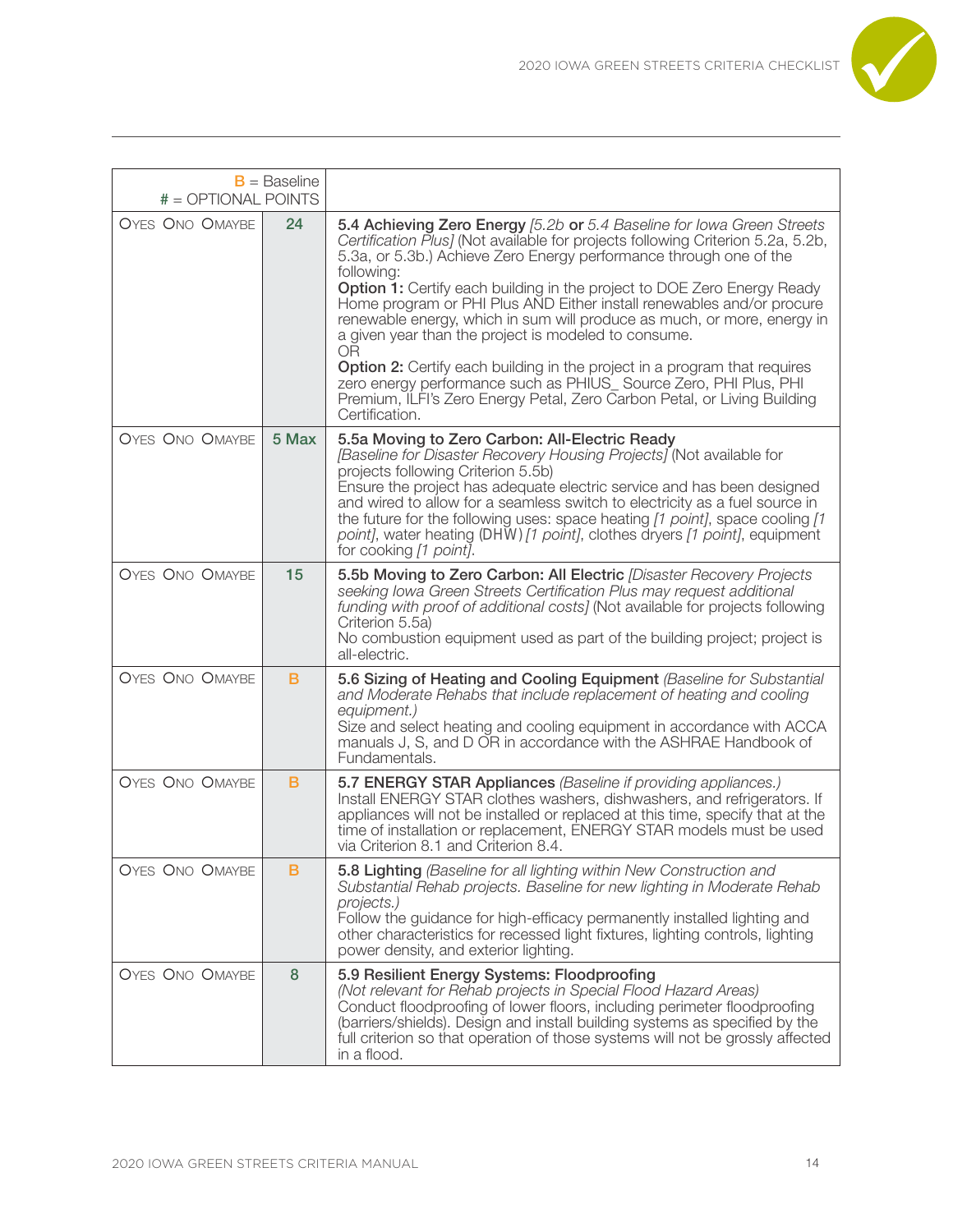| B = Baseline # = OPTIONAL POINTS | | |
|---|---|---|
| OYES ONO OMAYBE | 24 | **5.4 Achieving Zero Energy** *[5.2b* **or** *5.4 Baseline for Iowa Green Streets Certification Plus]* (Not available for projects following Criterion 5.2a, 5.2b, 5.3a, or 5.3b.) Achieve Zero Energy performance through one of the following:<br>**Option 1:** Certify each building in the project to DOE Zero Energy Ready Home program or PHI Plus AND Either install renewables and/or procure renewable energy, which in sum will produce as much, or more, energy in a given year than the project is modeled to consume.<br>OR<br>**Option 2:** Certify each building in the project in a program that requires zero energy performance such as PHIUS_ Source Zero, PHI Plus, PHI Premium, ILFI's Zero Energy Petal, Zero Carbon Petal, or Living Building Certification. |
| OYES ONO OMAYBE | 5 Max | **5.5a Moving to Zero Carbon: All-Electric Ready**<br>*[Baseline for Disaster Recovery Housing Projects]* (Not available for projects following Criterion 5.5b)<br>Ensure the project has adequate electric service and has been designed and wired to allow for a seamless switch to electricity as a fuel source in the future for the following uses: space heating *[1 point]*, space cooling *[1 point]*, water heating (DHW) *[1 point]*, clothes dryers *[1 point]*, equipment for cooking *[1 point]*. |
| OYES ONO OMAYBE | 15 | **5.5b Moving to Zero Carbon: All Electric** *[Disaster Recovery Projects seeking Iowa Green Streets Certification Plus may request additional funding with proof of additional costs]* (Not available for projects following Criterion 5.5a)<br>No combustion equipment used as part of the building project; project is all-electric. |
| OYES ONO OMAYBE | B | **5.6 Sizing of Heating and Cooling Equipment** *(Baseline for Substantial and Moderate Rehabs that include replacement of heating and cooling equipment.)*<br>Size and select heating and cooling equipment in accordance with ACCA manuals J, S, and D OR in accordance with the ASHRAE Handbook of Fundamentals. |
| OYES ONO OMAYBE | B | **5.7 ENERGY STAR Appliances** *(Baseline if providing appliances.)*<br>Install ENERGY STAR clothes washers, dishwashers, and refrigerators. If appliances will not be installed or replaced at this time, specify that at the time of installation or replacement, ENERGY STAR models must be used via Criterion 8.1 and Criterion 8.4. |
| OYES ONO OMAYBE | B | **5.8 Lighting** *(Baseline for all lighting within New Construction and Substantial Rehab projects. Baseline for new lighting in Moderate Rehab projects.)*<br>Follow the guidance for high-efficacy permanently installed lighting and other characteristics for recessed light fixtures, lighting controls, lighting power density, and exterior lighting. |
| OYES ONO OMAYBE | 8 | **5.9 Resilient Energy Systems: Floodproofing**<br>*(Not relevant for Rehab projects in Special Flood Hazard Areas)*<br>Conduct floodproofing of lower floors, including perimeter floodproofing (barriers/shields). Design and install building systems as specified by the full criterion so that operation of those systems will not be grossly affected in a flood. |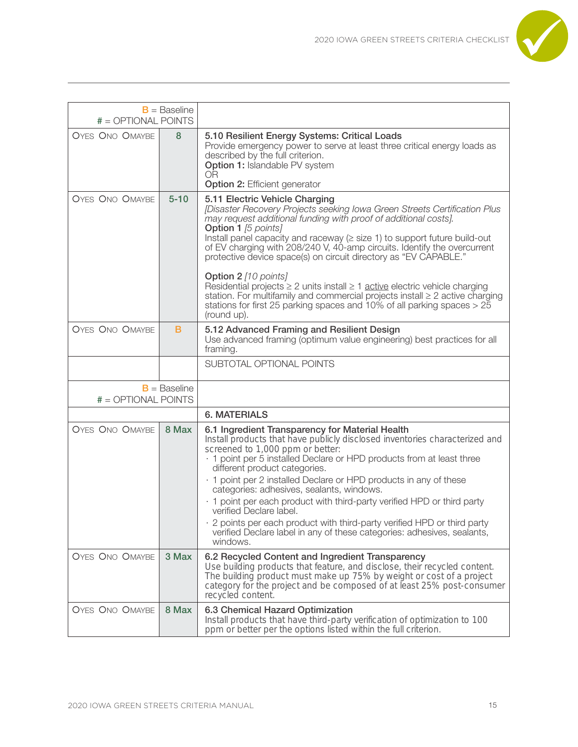| B = Baseline # = OPTIONAL POINTS | | |
|---|---|---|
| OYES ONO OMAYBE | 8 | **5.10 Resilient Energy Systems: Critical Loads**<br>Provide emergency power to serve at least three critical energy loads as described by the full criterion.<br>**Option 1:** Islandable PV system<br>OR<br>**Option 2:** Efficient generator |
| OYES ONO OMAYBE | 5-10 | **5.11 Electric Vehicle Charging**<br>*[Disaster Recovery Projects seeking Iowa Green Streets Certification Plus may request additional funding with proof of additional costs].*<br>**Option 1** *[5 points]*<br>Install panel capacity and raceway (≥ size 1) to support future build-out of EV charging with 208/240 V, 40-amp circuits. Identify the overcurrent protective device space(s) on circuit directory as "EV CAPABLE."<br><br>**Option 2** *[10 points]*<br>Residential projects ≥ 2 units install ≥ 1 active electric vehicle charging station. For multifamily and commercial projects install ≥ 2 active charging stations for first 25 parking spaces and 10% of all parking spaces > 25 (round up). |
| OYES ONO OMAYBE | B | **5.12 Advanced Framing and Resilient Design**<br>Use advanced framing (optimum value engineering) best practices for all framing. |
| | | SUBTOTAL OPTIONAL POINTS |

| B = Baseline # = OPTIONAL POINTS | | |
|---|---|---|
| | | **6. MATERIALS** |
| OYES ONO OMAYBE | 8 Max | **6.1 Ingredient Transparency for Material Health**<br>Install products that have publicly disclosed inventories characterized and screened to 1,000 ppm or better:<br>· 1 point per 5 installed Declare or HPD products from at least three different product categories.<br>· 1 point per 2 installed Declare or HPD products in any of these categories: adhesives, sealants, windows.<br>· 1 point per each product with third-party verified HPD or third party verified Declare label.<br>· 2 points per each product with third-party verified HPD or third party verified Declare label in any of these categories: adhesives, sealants, windows. |
| OYES ONO OMAYBE | 3 Max | **6.2 Recycled Content and Ingredient Transparency**<br>Use building products that feature, and disclose, their recycled content. The building product must make up 75% by weight or cost of a project category for the project and be composed of at least 25% post-consumer recycled content. |
| OYES ONO OMAYBE | 8 Max | **6.3 Chemical Hazard Optimization**<br>Install products that have third-party verification of optimization to 100 ppm or better per the options listed within the full criterion. |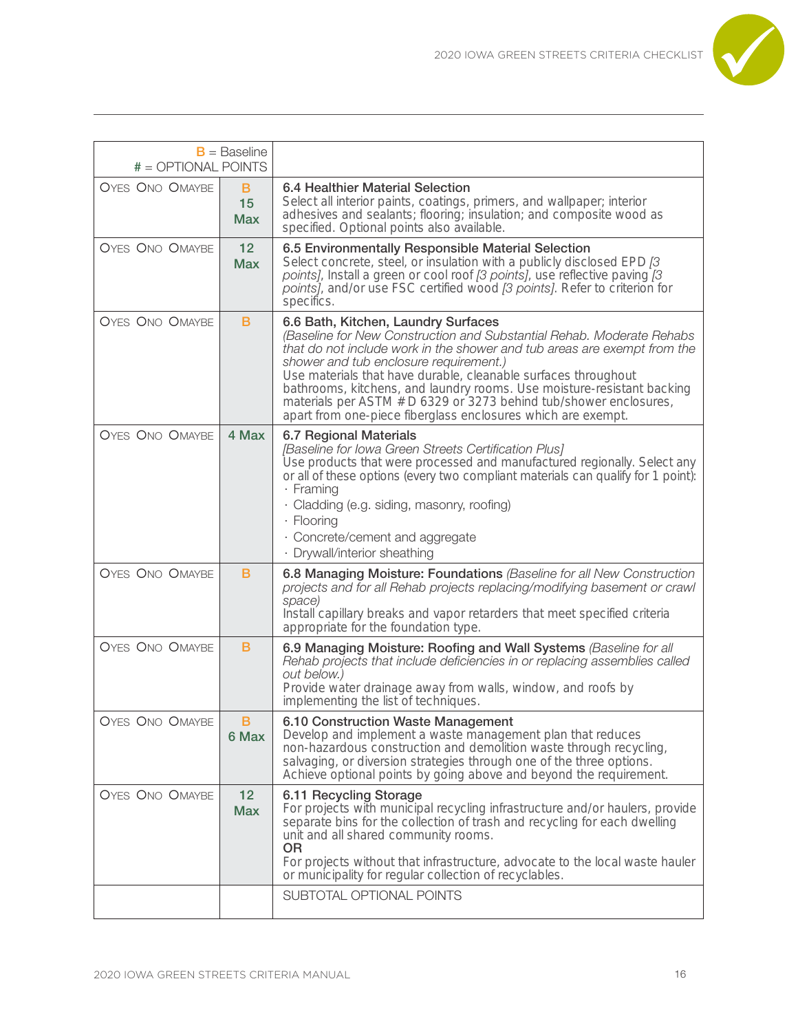| B = Baseline # = OPTIONAL POINTS | | |
|---|---|---|
| OYES ONO OMAYBE | B 15 Max | **6.4 Healthier Material Selection** Select all interior paints, coatings, primers, and wallpaper; interior adhesives and sealants; flooring; insulation; and composite wood as specified. Optional points also available. |
| OYES ONO OMAYBE | 12 Max | **6.5 Environmentally Responsible Material Selection** Select concrete, steel, or insulation with a publicly disclosed EPD *[3 points]*, Install a green or cool roof *[3 points]*, use reflective paving *[3 points]*, and/or use FSC certified wood *[3 points]*. Refer to criterion for specifics. |
| OYES ONO OMAYBE | B | **6.6 Bath, Kitchen, Laundry Surfaces** *(Baseline for New Construction and Substantial Rehab. Moderate Rehabs that do not include work in the shower and tub areas are exempt from the shower and tub enclosure requirement.)* Use materials that have durable, cleanable surfaces throughout bathrooms, kitchens, and laundry rooms. Use moisture-resistant backing materials per ASTM #D 6329 or 3273 behind tub/shower enclosures, apart from one-piece fiberglass enclosures which are exempt. |
| OYES ONO OMAYBE | 4 Max | **6.7 Regional Materials** *[Baseline for Iowa Green Streets Certification Plus]* Use products that were processed and manufactured regionally. Select any or all of these options (every two compliant materials can qualify for 1 point): · Framing · Cladding (e.g. siding, masonry, roofing) · Flooring · Concrete/cement and aggregate · Drywall/interior sheathing |
| OYES ONO OMAYBE | B | **6.8 Managing Moisture: Foundations** *(Baseline for all New Construction projects and for all Rehab projects replacing/modifying basement or crawl space)* Install capillary breaks and vapor retarders that meet specified criteria appropriate for the foundation type. |
| OYES ONO OMAYBE | B | **6.9 Managing Moisture: Roofing and Wall Systems** *(Baseline for all Rehab projects that include deficiencies in or replacing assemblies called out below.)* Provide water drainage away from walls, window, and roofs by implementing the list of techniques. |
| OYES ONO OMAYBE | B 6 Max | **6.10 Construction Waste Management** Develop and implement a waste management plan that reduces non-hazardous construction and demolition waste through recycling, salvaging, or diversion strategies through one of the three options. Achieve optional points by going above and beyond the requirement. |
| OYES ONO OMAYBE | 12 Max | **6.11 Recycling Storage** For projects with municipal recycling infrastructure and/or haulers, provide separate bins for the collection of trash and recycling for each dwelling unit and all shared community rooms. **OR** For projects without that infrastructure, advocate to the local waste hauler or municipality for regular collection of recyclables. |
| | | SUBTOTAL OPTIONAL POINTS |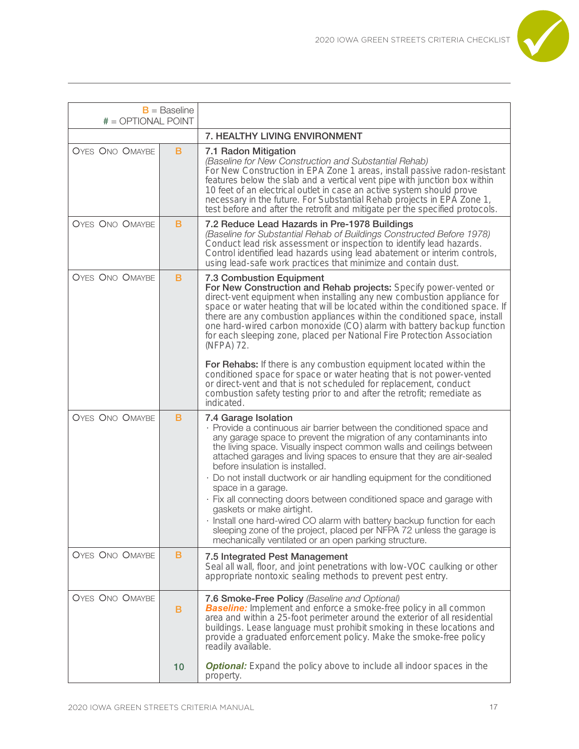| B = Baseline # = OPTIONAL POINT | | |
|---|---|---|
| | | **7. HEALTHY LIVING ENVIRONMENT** |
| OYES ONO OMAYBE | B | **7.1 Radon Mitigation** *(Baseline for New Construction and Substantial Rehab)* For New Construction in EPA Zone 1 areas, install passive radon-resistant features below the slab and a vertical vent pipe with junction box within 10 feet of an electrical outlet in case an active system should prove necessary in the future. For Substantial Rehab projects in EPA Zone 1, test before and after the retrofit and mitigate per the specified protocols. |
| OYES ONO OMAYBE | B | **7.2 Reduce Lead Hazards in Pre-1978 Buildings** *(Baseline for Substantial Rehab of Buildings Constructed Before 1978)* Conduct lead risk assessment or inspection to identify lead hazards. Control identified lead hazards using lead abatement or interim controls, using lead-safe work practices that minimize and contain dust. |
| OYES ONO OMAYBE | B | **7.3 Combustion Equipment** **For New Construction and Rehab projects:** Specify power-vented or direct-vent equipment when installing any new combustion appliance for space or water heating that will be located within the conditioned space. If there are any combustion appliances within the conditioned space, install one hard-wired carbon monoxide (CO) alarm with battery backup function for each sleeping zone, placed per National Fire Protection Association (NFPA) 72.<br><br>**For Rehabs:** If there is any combustion equipment located within the conditioned space for space or water heating that is not power-vented or direct-vent and that is not scheduled for replacement, conduct combustion safety testing prior to and after the retrofit; remediate as indicated. |
| OYES ONO OMAYBE | B | **7.4 Garage Isolation**<br>· Provide a continuous air barrier between the conditioned space and any garage space to prevent the migration of any contaminants into the living space. Visually inspect common walls and ceilings between attached garages and living spaces to ensure that they are air-sealed before insulation is installed.<br>· Do not install ductwork or air handling equipment for the conditioned space in a garage.<br>· Fix all connecting doors between conditioned space and garage with gaskets or make airtight.<br>· Install one hard-wired CO alarm with battery backup function for each sleeping zone of the project, placed per NFPA 72 unless the garage is mechanically ventilated or an open parking structure. |
| OYES ONO OMAYBE | B | **7.5 Integrated Pest Management** Seal all wall, floor, and joint penetrations with low-VOC caulking or other appropriate nontoxic sealing methods to prevent pest entry. |
| OYES ONO OMAYBE | B | **7.6 Smoke-Free Policy** *(Baseline and Optional)* ***Baseline:*** Implement and enforce a smoke-free policy in all common area and within a 25-foot perimeter around the exterior of all residential buildings. Lease language must prohibit smoking in these locations and provide a graduated enforcement policy. Make the smoke-free policy readily available. |
| | 10 | ***Optional:*** Expand the policy above to include all indoor spaces in the property. |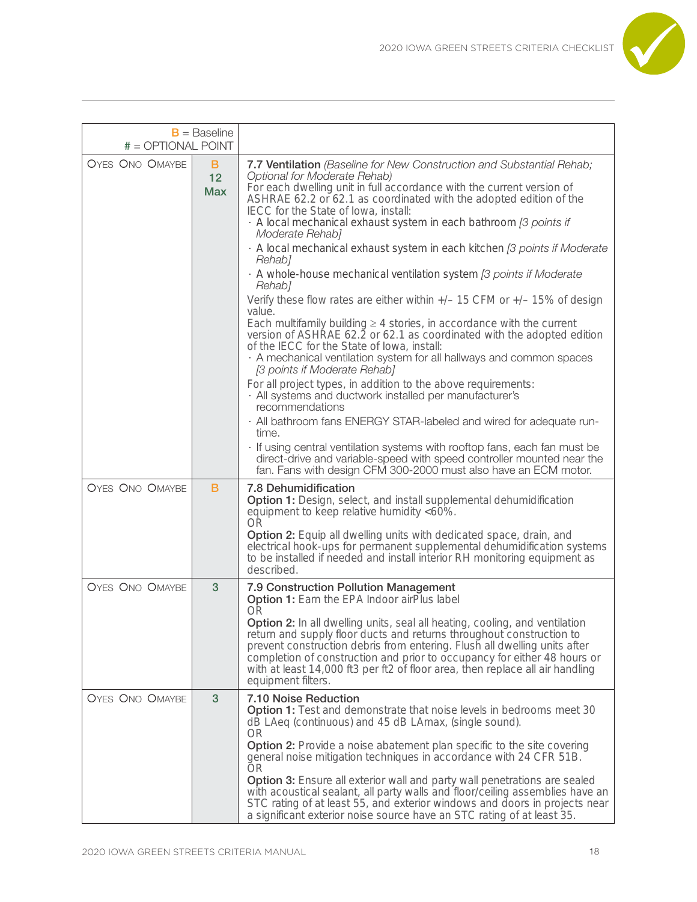| **B** = Baseline<br># = OPTIONAL POINT | | |
|---|---|---|
| OYES ONO OMAYBE | **B**<br>**12**<br>**Max** | **7.7 Ventilation** *(Baseline for New Construction and Substantial Rehab; Optional for Moderate Rehab)*<br>For each dwelling unit in full accordance with the current version of ASHRAE 62.2 or 62.1 as coordinated with the adopted edition of the IECC for the State of Iowa, install:<br>· A local mechanical exhaust system in each bathroom *[3 points if Moderate Rehab]*<br>· A local mechanical exhaust system in each kitchen *[3 points if Moderate Rehab]*<br>· A whole-house mechanical ventilation system *[3 points if Moderate Rehab]*<br>Verify these flow rates are either within +/– 15 CFM or +/– 15% of design value.<br>Each multifamily building ≥ 4 stories, in accordance with the current version of ASHRAE 62.2 or 62.1 as coordinated with the adopted edition of the IECC for the State of Iowa, install:<br>· A mechanical ventilation system for all hallways and common spaces *[3 points if Moderate Rehab]*<br>For all project types, in addition to the above requirements:<br>· All systems and ductwork installed per manufacturer's recommendations<br>· All bathroom fans ENERGY STAR-labeled and wired for adequate run-time.<br>· If using central ventilation systems with rooftop fans, each fan must be direct-drive and variable-speed with speed controller mounted near the fan. Fans with design CFM 300-2000 must also have an ECM motor. |
| OYES ONO OMAYBE | **B** | **7.8 Dehumidification**<br>**Option 1:** Design, select, and install supplemental dehumidification equipment to keep relative humidity <60%.<br>OR<br>**Option 2:** Equip all dwelling units with dedicated space, drain, and electrical hook-ups for permanent supplemental dehumidification systems to be installed if needed and install interior RH monitoring equipment as described. |
| OYES ONO OMAYBE | **3** | **7.9 Construction Pollution Management**<br>**Option 1:** Earn the EPA Indoor airPlus label<br>OR<br>**Option 2:** In all dwelling units, seal all heating, cooling, and ventilation return and supply floor ducts and returns throughout construction to prevent construction debris from entering. Flush all dwelling units after completion of construction and prior to occupancy for either 48 hours or with at least 14,000 ft3 per ft2 of floor area, then replace all air handling equipment filters. |
| OYES ONO OMAYBE | **3** | **7.10 Noise Reduction**<br>**Option 1:** Test and demonstrate that noise levels in bedrooms meet 30 dB LAeq (continuous) and 45 dB LAmax, (single sound).<br>OR<br>**Option 2:** Provide a noise abatement plan specific to the site covering general noise mitigation techniques in accordance with 24 CFR 51B.<br>OR<br>**Option 3:** Ensure all exterior wall and party wall penetrations are sealed with acoustical sealant, all party walls and floor/ceiling assemblies have an STC rating of at least 55, and exterior windows and doors in projects near a significant exterior noise source have an STC rating of at least 35. |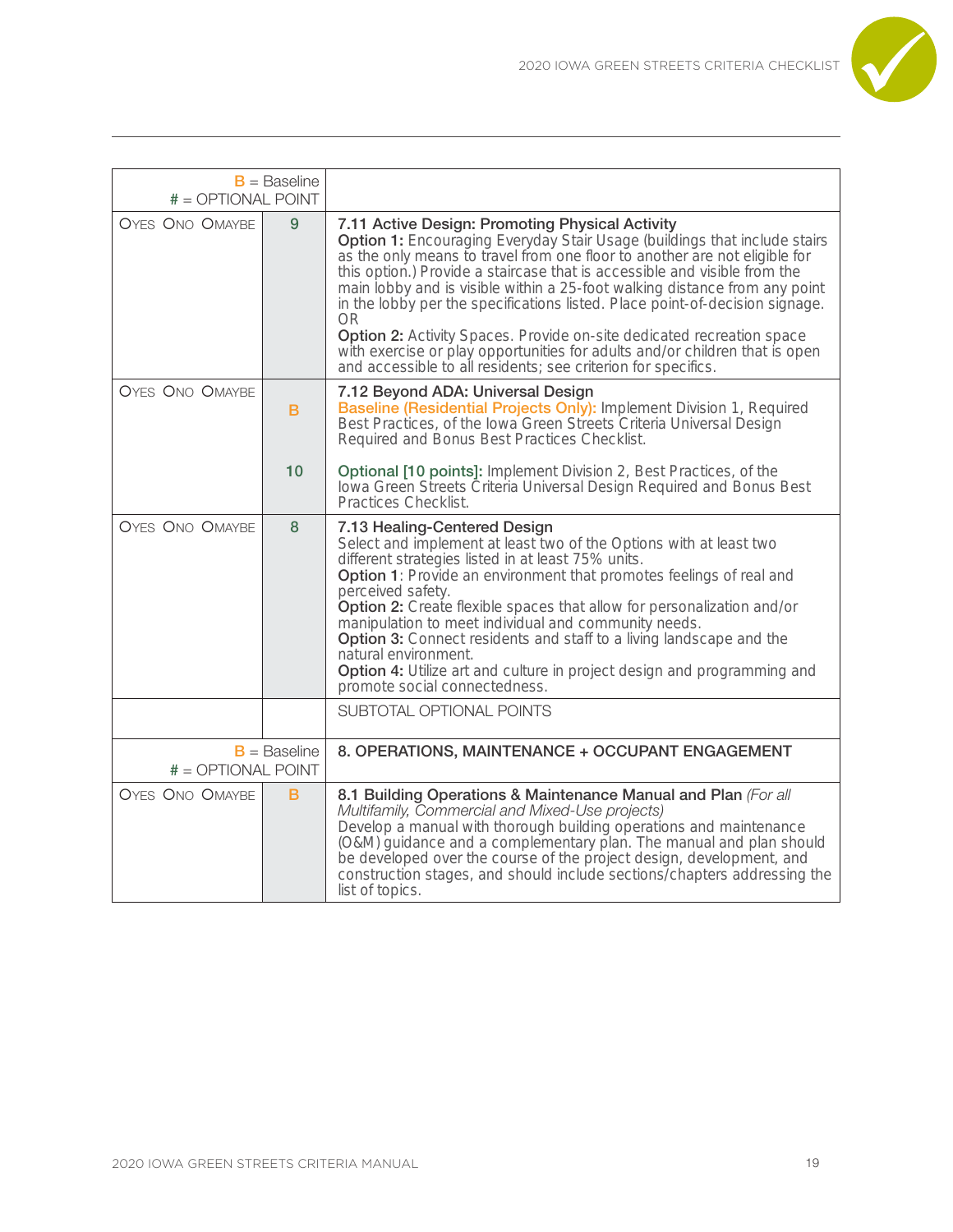| B = Baseline # = OPTIONAL POINT | | |
|---|---|---|
| OYES ONO OMAYBE | 9 | **7.11 Active Design: Promoting Physical Activity** **Option 1:** Encouraging Everyday Stair Usage (buildings that include stairs as the only means to travel from one floor to another are not eligible for this option.) Provide a staircase that is accessible and visible from the main lobby and is visible within a 25-foot walking distance from any point in the lobby per the specifications listed. Place point-of-decision signage. OR **Option 2:** Activity Spaces. Provide on-site dedicated recreation space with exercise or play opportunities for adults and/or children that is open and accessible to all residents; see criterion for specifics. |
| OYES ONO OMAYBE | B 10 | **7.12 Beyond ADA: Universal Design** Baseline (Residential Projects Only): Implement Division 1, Required Best Practices, of the Iowa Green Streets Criteria Universal Design Required and Bonus Best Practices Checklist. Optional [10 points]: Implement Division 2, Best Practices, of the Iowa Green Streets Criteria Universal Design Required and Bonus Best Practices Checklist. |
| OYES ONO OMAYBE | 8 | **7.13 Healing-Centered Design** Select and implement at least two of the Options with at least two different strategies listed in at least 75% units. **Option 1**: Provide an environment that promotes feelings of real and perceived safety. **Option 2:** Create flexible spaces that allow for personalization and/or manipulation to meet individual and community needs. **Option 3:** Connect residents and staff to a living landscape and the natural environment. **Option 4:** Utilize art and culture in project design and programming and promote social connectedness. |
| | | SUBTOTAL OPTIONAL POINTS |
| B = Baseline # = OPTIONAL POINT | | **8. OPERATIONS, MAINTENANCE + OCCUPANT ENGAGEMENT** |
| OYES ONO OMAYBE | B | **8.1 Building Operations & Maintenance Manual and Plan** *(For all Multifamily, Commercial and Mixed-Use projects)* Develop a manual with thorough building operations and maintenance (O&M) guidance and a complementary plan. The manual and plan should be developed over the course of the project design, development, and construction stages, and should include sections/chapters addressing the list of topics. |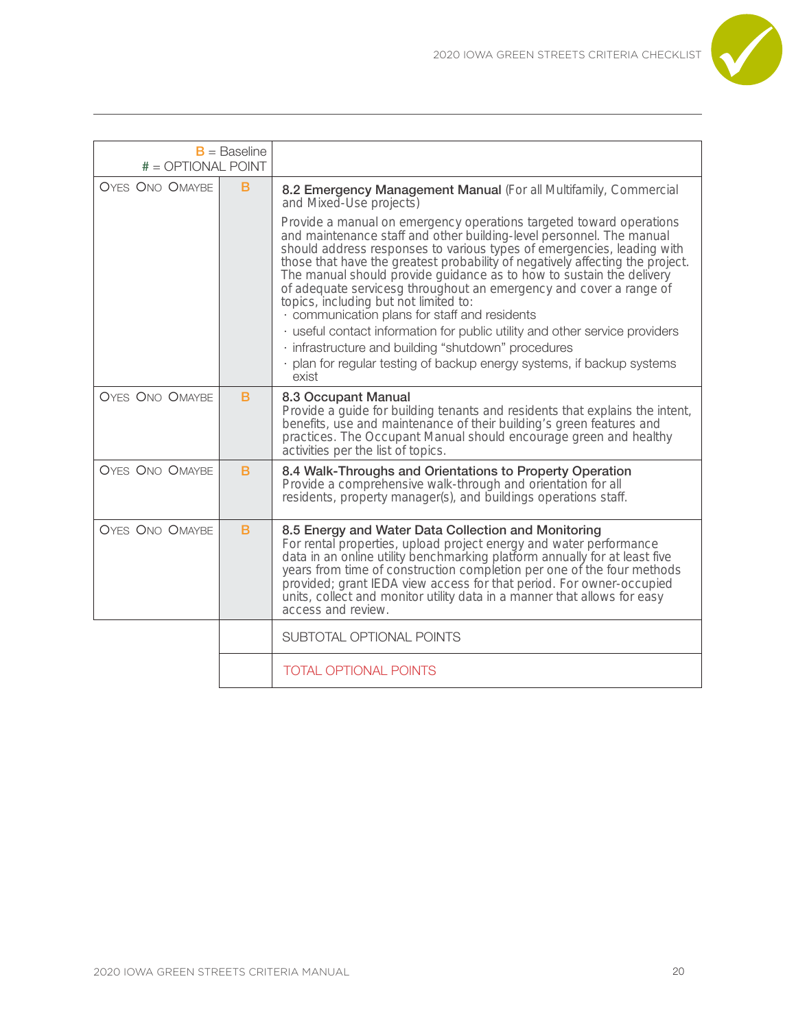| B = Baseline<br># = OPTIONAL POINT | | |
|---|---|---|
| OYES ONO OMAYBE | B | **8.2 Emergency Management Manual** (For all Multifamily, Commercial and Mixed-Use projects)<br><br>Provide a manual on emergency operations targeted toward operations and maintenance staff and other building-level personnel. The manual should address responses to various types of emergencies, leading with those that have the greatest probability of negatively affecting the project. The manual should provide guidance as to how to sustain the delivery of adequate servicesg throughout an emergency and cover a range of topics, including but not limited to:<br>· communication plans for staff and residents<br>· useful contact information for public utility and other service providers<br>· infrastructure and building "shutdown" procedures<br>· plan for regular testing of backup energy systems, if backup systems exist |
| OYES ONO OMAYBE | B | **8.3 Occupant Manual**<br>Provide a guide for building tenants and residents that explains the intent, benefits, use and maintenance of their building's green features and practices. The Occupant Manual should encourage green and healthy activities per the list of topics. |
| OYES ONO OMAYBE | B | **8.4 Walk-Throughs and Orientations to Property Operation**<br>Provide a comprehensive walk-through and orientation for all residents, property manager(s), and buildings operations staff. |
| OYES ONO OMAYBE | B | **8.5 Energy and Water Data Collection and Monitoring**<br>For rental properties, upload project energy and water performance data in an online utility benchmarking platform annually for at least five years from time of construction completion per one of the four methods provided; grant IEDA view access for that period. For owner-occupied units, collect and monitor utility data in a manner that allows for easy access and review. |
| | | SUBTOTAL OPTIONAL POINTS |
| | | TOTAL OPTIONAL POINTS |